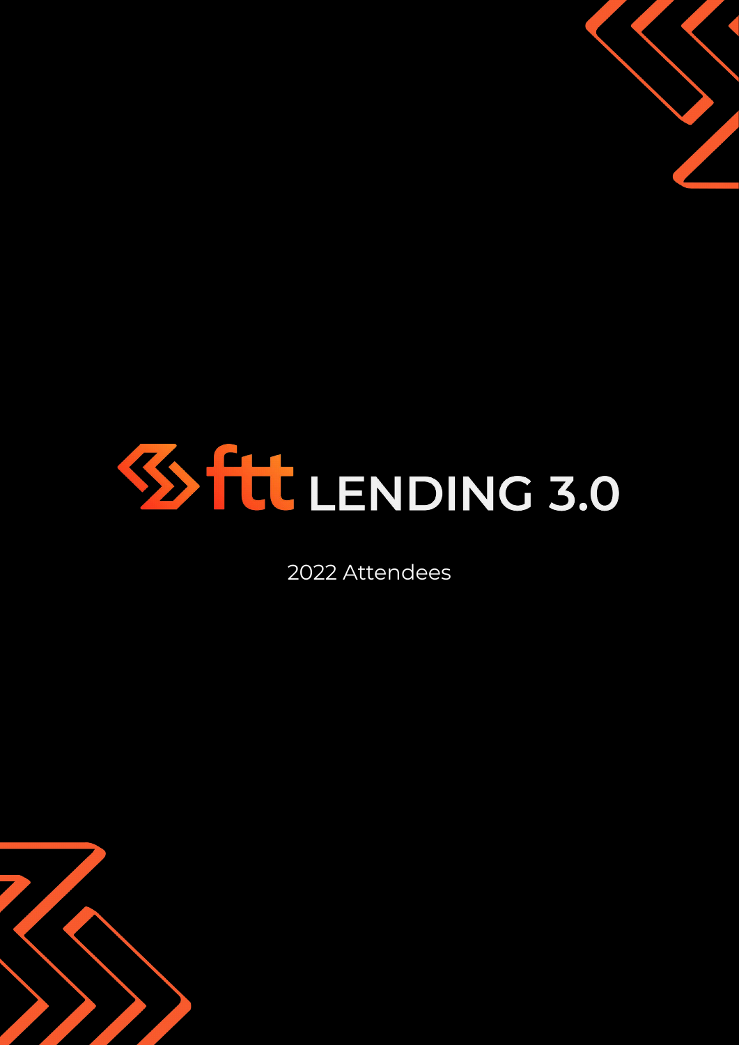# ftt LENDING 3.0

2022 Attendees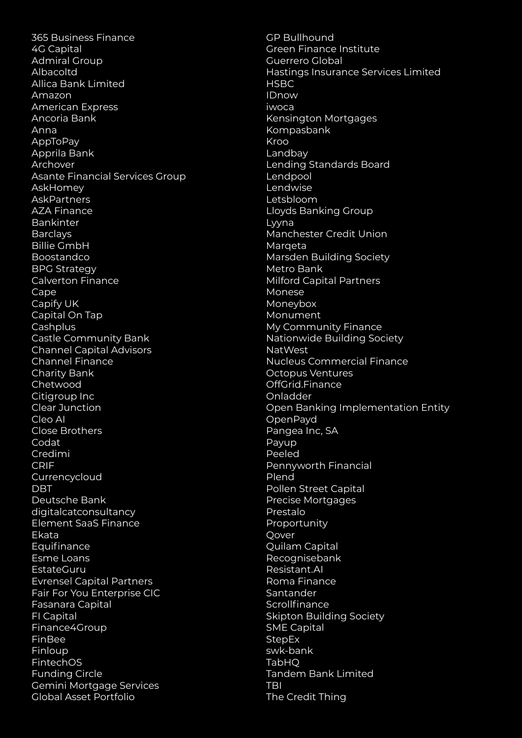365 Business Finance
4G Capital
Admiral Group
Albacoltd
Allica Bank Limited
Amazon
American Express
Ancoria Bank
Anna
AppToPay
Apprila Bank
Archover
Asante Financial Services Group
AskHomey
AskPartners
AZA Finance
Bankinter
Barclays
Billie GmbH
Boostandco
BPG Strategy
Calverton Finance
Cape
Capify UK
Capital On Tap
Cashplus
Castle Community Bank
Channel Capital Advisors
Channel Finance
Charity Bank
Chetwood
Citigroup Inc
Clear Junction
Cleo AI
Close Brothers
Codat
Credimi
CRIF
Currencycloud
DBT
Deutsche Bank
digitalcatconsultancy
Element SaaS Finance
Ekata
Equifinance
Esme Loans
EstateGuru
Evrensel Capital Partners
Fair For You Enterprise CIC
Fasanara Capital
FI Capital
Finance4Group
FinBee
Finloup
FintechOS
Funding Circle
Gemini Mortgage Services
Global Asset Portfolio
GP Bullhound
Green Finance Institute
Guerrero Global
Hastings Insurance Services Limited
HSBC
IDnow
iwoca
Kensington Mortgages
Kompasbank
Kroo
Landbay
Lending Standards Board
Lendpool
Lendwise
Letsbloom
Lloyds Banking Group
Lyyna
Manchester Credit Union
Marqeta
Marsden Building Society
Metro Bank
Milford Capital Partners
Monese
Moneybox
Monument
My Community Finance
Nationwide Building Society
NatWest
Nucleus Commercial Finance
Octopus Ventures
OffGrid.Finance
Onladder
Open Banking Implementation Entity
OpenPayd
Pangea Inc, SA
Payup
Peeled
Pennyworth Financial
Plend
Pollen Street Capital
Precise Mortgages
Prestalo
Proportunity
Qover
Quilam Capital
Recognisebank
Resistant.AI
Roma Finance
Santander
Scrollfinance
Skipton Building Society
SME Capital
StepEx
swk-bank
TabHQ
Tandem Bank Limited
TBI
The Credit Thing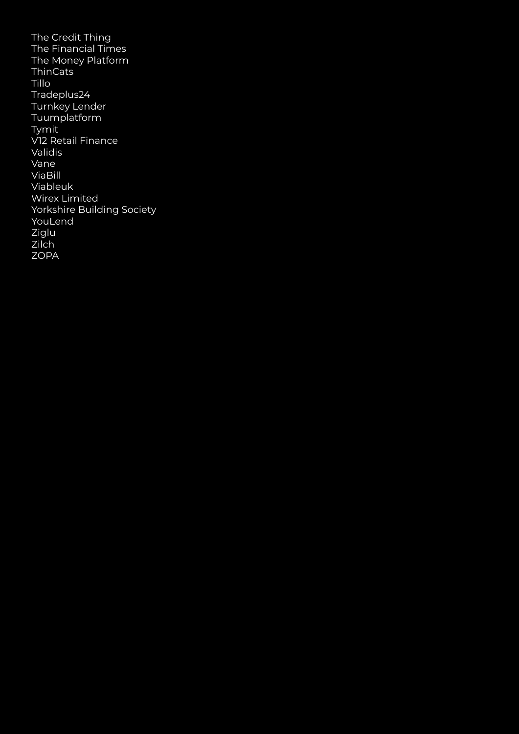The Credit Thing
The Financial Times
The Money Platform
ThinCats
Tillo
Tradeplus24
Turnkey Lender
Tuumplatform
Tymit
V12 Retail Finance
Validis
Vane
ViaBill
Viableuk
Wirex Limited
Yorkshire Building Society
YouLend
Ziglu
Zilch
ZOPA